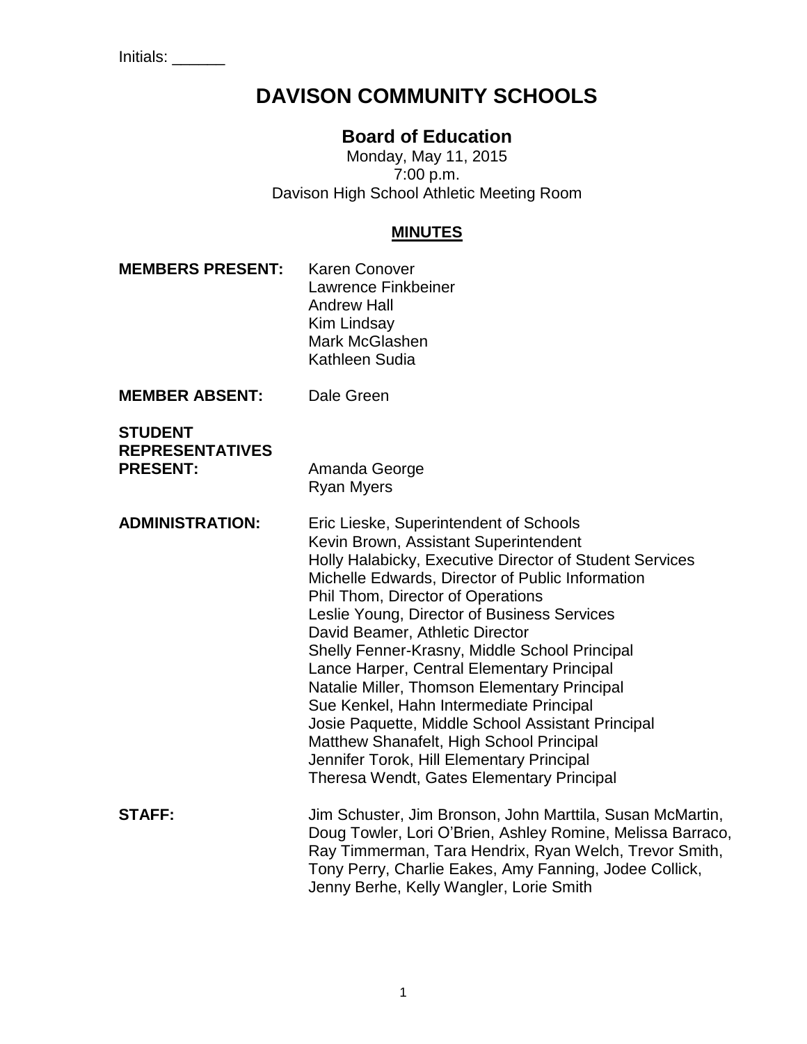Initials: ______

# DAVISON COMMUNITY SCHOOLS

## Board of Education

Monday, May 11, 2015
7:00 p.m.
Davison High School Athletic Meeting Room

### MINUTES

**MEMBERS PRESENT:**
Karen Conover
Lawrence Finkbeiner
Andrew Hall
Kim Lindsay
Mark McGlashen
Kathleen Sudia

**MEMBER ABSENT:** Dale Green

**STUDENT REPRESENTATIVES PRESENT:**
Amanda George
Ryan Myers

**ADMINISTRATION:**
Eric Lieske, Superintendent of Schools
Kevin Brown, Assistant Superintendent
Holly Halabicky, Executive Director of Student Services
Michelle Edwards, Director of Public Information
Phil Thom, Director of Operations
Leslie Young, Director of Business Services
David Beamer, Athletic Director
Shelly Fenner-Krasny, Middle School Principal
Lance Harper, Central Elementary Principal
Natalie Miller, Thomson Elementary Principal
Sue Kenkel, Hahn Intermediate Principal
Josie Paquette, Middle School Assistant Principal
Matthew Shanafelt, High School Principal
Jennifer Torok, Hill Elementary Principal
Theresa Wendt, Gates Elementary Principal

**STAFF:** Jim Schuster, Jim Bronson, John Marttila, Susan McMartin, Doug Towler, Lori O'Brien, Ashley Romine, Melissa Barraco, Ray Timmerman, Tara Hendrix, Ryan Welch, Trevor Smith, Tony Perry, Charlie Eakes, Amy Fanning, Jodee Collick, Jenny Berhe, Kelly Wangler, Lorie Smith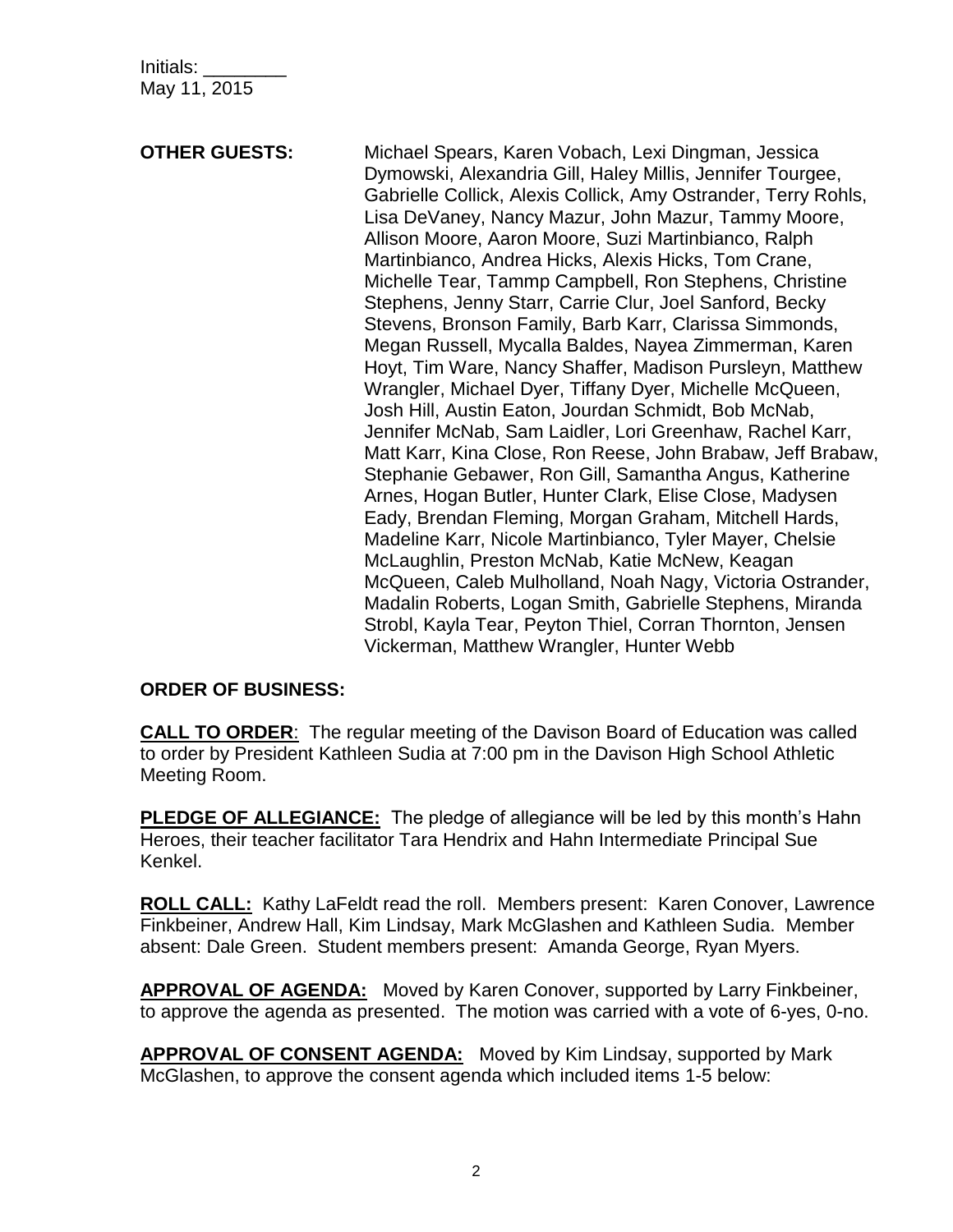Initials: ________
May 11, 2015

**OTHER GUESTS:** Michael Spears, Karen Vobach, Lexi Dingman, Jessica Dymowski, Alexandria Gill, Haley Millis, Jennifer Tourgee, Gabrielle Collick, Alexis Collick, Amy Ostrander, Terry Rohls, Lisa DeVaney, Nancy Mazur, John Mazur, Tammy Moore, Allison Moore, Aaron Moore, Suzi Martinbianco, Ralph Martinbianco, Andrea Hicks, Alexis Hicks, Tom Crane, Michelle Tear, Tammp Campbell, Ron Stephens, Christine Stephens, Jenny Starr, Carrie Clur, Joel Sanford, Becky Stevens, Bronson Family, Barb Karr, Clarissa Simmonds, Megan Russell, Mycalla Baldes, Nayea Zimmerman, Karen Hoyt, Tim Ware, Nancy Shaffer, Madison Pursleyn, Matthew Wrangler, Michael Dyer, Tiffany Dyer, Michelle McQueen, Josh Hill, Austin Eaton, Jourdan Schmidt, Bob McNab, Jennifer McNab, Sam Laidler, Lori Greenhaw, Rachel Karr, Matt Karr, Kina Close, Ron Reese, John Brabaw, Jeff Brabaw, Stephanie Gebawer, Ron Gill, Samantha Angus, Katherine Arnes, Hogan Butler, Hunter Clark, Elise Close, Madysen Eady, Brendan Fleming, Morgan Graham, Mitchell Hards, Madeline Karr, Nicole Martinbianco, Tyler Mayer, Chelsie McLaughlin, Preston McNab, Katie McNew, Keagan McQueen, Caleb Mulholland, Noah Nagy, Victoria Ostrander, Madalin Roberts, Logan Smith, Gabrielle Stephens, Miranda Strobl, Kayla Tear, Peyton Thiel, Corran Thornton, Jensen Vickerman, Matthew Wrangler, Hunter Webb

**ORDER OF BUSINESS:**

**CALL TO ORDER**: The regular meeting of the Davison Board of Education was called to order by President Kathleen Sudia at 7:00 pm in the Davison High School Athletic Meeting Room.

**PLEDGE OF ALLEGIANCE:** The pledge of allegiance will be led by this month's Hahn Heroes, their teacher facilitator Tara Hendrix and Hahn Intermediate Principal Sue Kenkel.

**ROLL CALL:** Kathy LaFeldt read the roll. Members present: Karen Conover, Lawrence Finkbeiner, Andrew Hall, Kim Lindsay, Mark McGlashen and Kathleen Sudia. Member absent: Dale Green. Student members present: Amanda George, Ryan Myers.

**APPROVAL OF AGENDA:** Moved by Karen Conover, supported by Larry Finkbeiner, to approve the agenda as presented. The motion was carried with a vote of 6-yes, 0-no.

**APPROVAL OF CONSENT AGENDA:** Moved by Kim Lindsay, supported by Mark McGlashen, to approve the consent agenda which included items 1-5 below: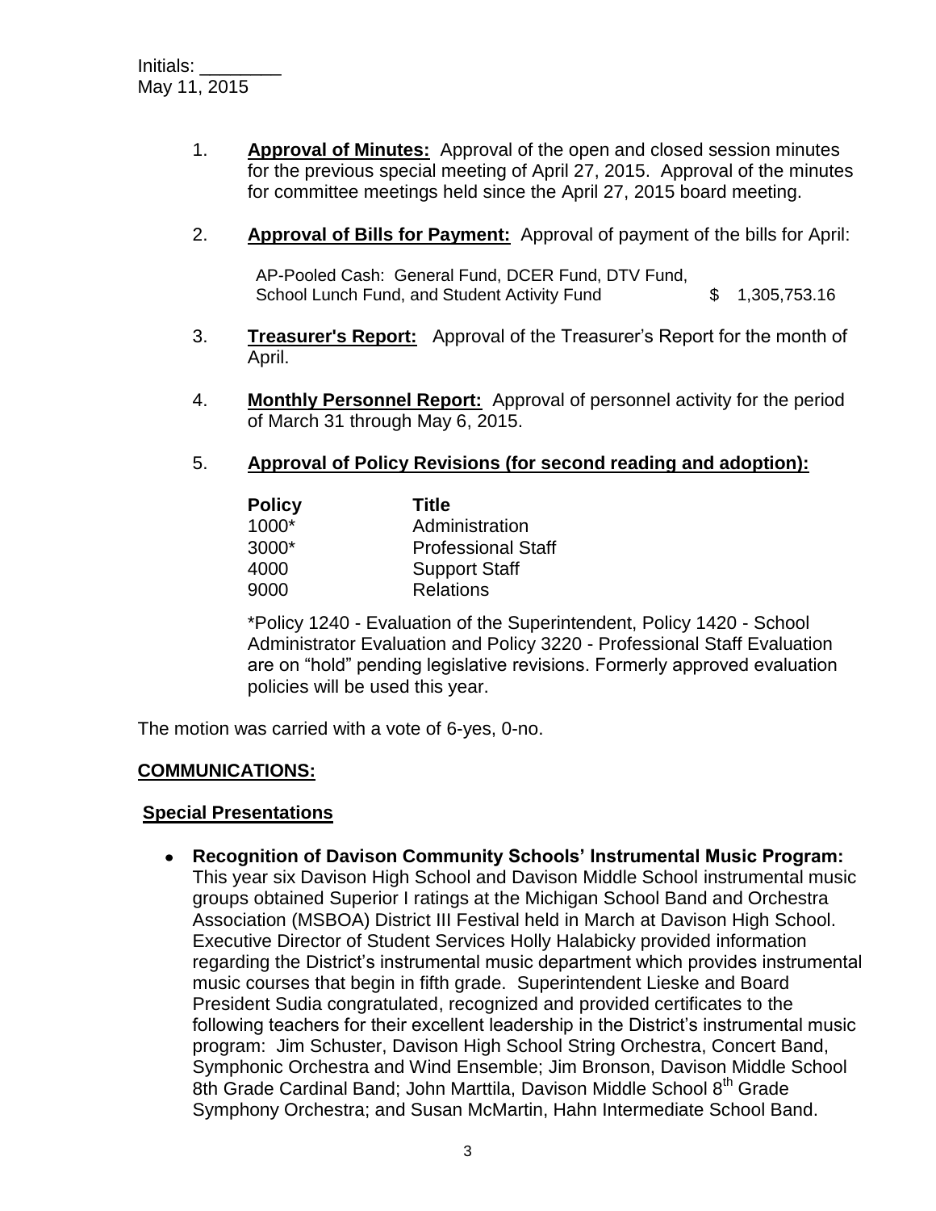Initials: ________
May 11, 2015

1. **Approval of Minutes:** Approval of the open and closed session minutes for the previous special meeting of April 27, 2015. Approval of the minutes for committee meetings held since the April 27, 2015 board meeting.

2. **Approval of Bills for Payment:** Approval of payment of the bills for April:

   AP-Pooled Cash: General Fund, DCER Fund, DTV Fund, School Lunch Fund, and Student Activity Fund $ 1,305,753.16

3. **Treasurer's Report:** Approval of the Treasurer's Report for the month of April.

4. **Monthly Personnel Report:** Approval of personnel activity for the period of March 31 through May 6, 2015.

5. **Approval of Policy Revisions (for second reading and adoption):**

   | Policy | Title |
   |---|---|
   | 1000* | Administration |
   | 3000* | Professional Staff |
   | 4000 | Support Staff |
   | 9000 | Relations |

   *Policy 1240 - Evaluation of the Superintendent, Policy 1420 - School Administrator Evaluation and Policy 3220 - Professional Staff Evaluation are on "hold" pending legislative revisions. Formerly approved evaluation policies will be used this year.

The motion was carried with a vote of 6-yes, 0-no.

## COMMUNICATIONS:

### Special Presentations

- **Recognition of Davison Community Schools' Instrumental Music Program:** This year six Davison High School and Davison Middle School instrumental music groups obtained Superior I ratings at the Michigan School Band and Orchestra Association (MSBOA) District III Festival held in March at Davison High School. Executive Director of Student Services Holly Halabicky provided information regarding the District's instrumental music department which provides instrumental music courses that begin in fifth grade. Superintendent Lieske and Board President Sudia congratulated, recognized and provided certificates to the following teachers for their excellent leadership in the District's instrumental music program: Jim Schuster, Davison High School String Orchestra, Concert Band, Symphonic Orchestra and Wind Ensemble; Jim Bronson, Davison Middle School 8th Grade Cardinal Band; John Marttila, Davison Middle School 8th Grade Symphony Orchestra; and Susan McMartin, Hahn Intermediate School Band.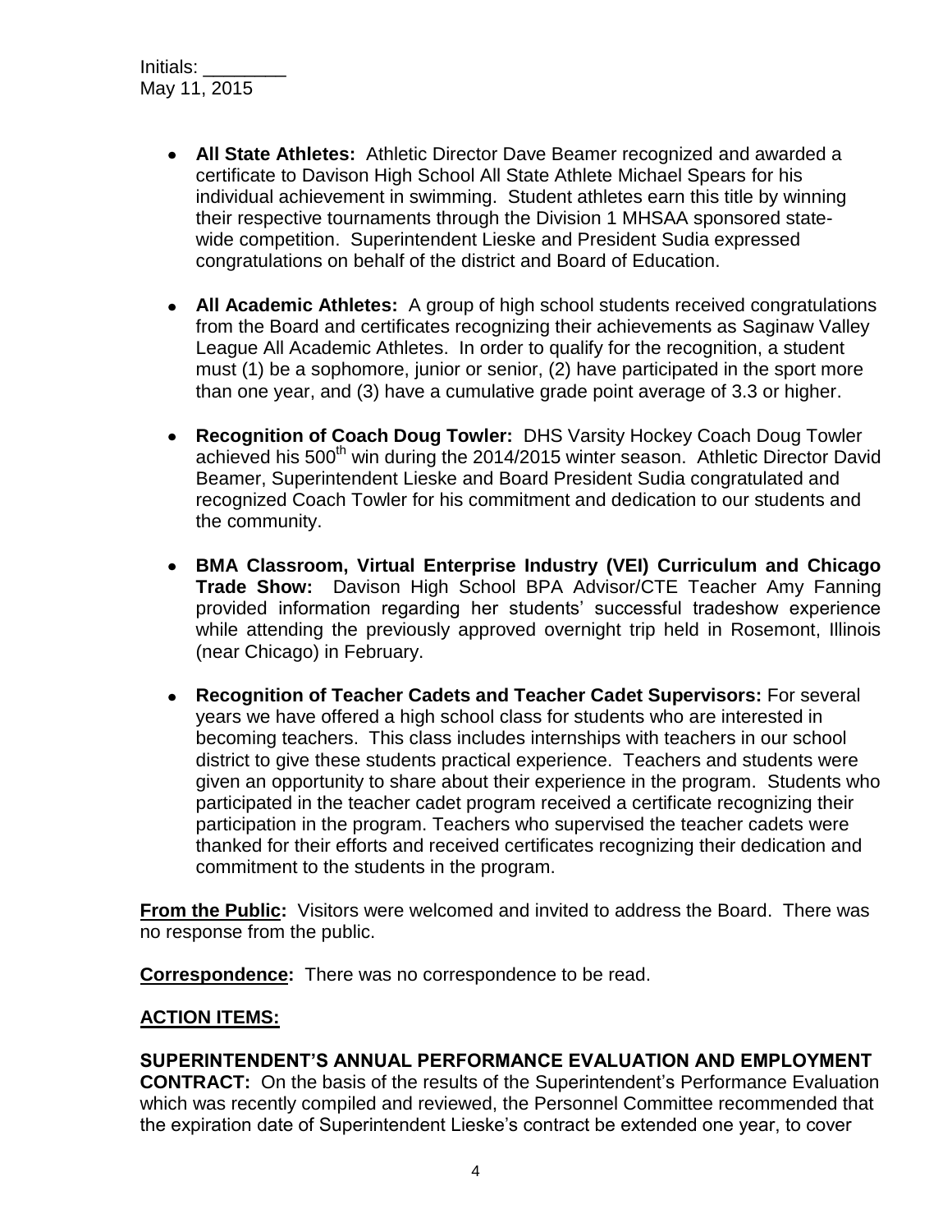Initials: ________
May 11, 2015

- **All State Athletes:** Athletic Director Dave Beamer recognized and awarded a certificate to Davison High School All State Athlete Michael Spears for his individual achievement in swimming. Student athletes earn this title by winning their respective tournaments through the Division 1 MHSAA sponsored state-wide competition. Superintendent Lieske and President Sudia expressed congratulations on behalf of the district and Board of Education.

- **All Academic Athletes:** A group of high school students received congratulations from the Board and certificates recognizing their achievements as Saginaw Valley League All Academic Athletes. In order to qualify for the recognition, a student must (1) be a sophomore, junior or senior, (2) have participated in the sport more than one year, and (3) have a cumulative grade point average of 3.3 or higher.

- **Recognition of Coach Doug Towler:** DHS Varsity Hockey Coach Doug Towler achieved his 500th win during the 2014/2015 winter season. Athletic Director David Beamer, Superintendent Lieske and Board President Sudia congratulated and recognized Coach Towler for his commitment and dedication to our students and the community.

- **BMA Classroom, Virtual Enterprise Industry (VEI) Curriculum and Chicago Trade Show:** Davison High School BPA Advisor/CTE Teacher Amy Fanning provided information regarding her students' successful tradeshow experience while attending the previously approved overnight trip held in Rosemont, Illinois (near Chicago) in February.

- **Recognition of Teacher Cadets and Teacher Cadet Supervisors:** For several years we have offered a high school class for students who are interested in becoming teachers. This class includes internships with teachers in our school district to give these students practical experience. Teachers and students were given an opportunity to share about their experience in the program. Students who participated in the teacher cadet program received a certificate recognizing their participation in the program. Teachers who supervised the teacher cadets were thanked for their efforts and received certificates recognizing their dedication and commitment to the students in the program.

**From the Public:** Visitors were welcomed and invited to address the Board. There was no response from the public.

**Correspondence:** There was no correspondence to be read.

**ACTION ITEMS:**

**SUPERINTENDENT'S ANNUAL PERFORMANCE EVALUATION AND EMPLOYMENT CONTRACT:** On the basis of the results of the Superintendent's Performance Evaluation which was recently compiled and reviewed, the Personnel Committee recommended that the expiration date of Superintendent Lieske's contract be extended one year, to cover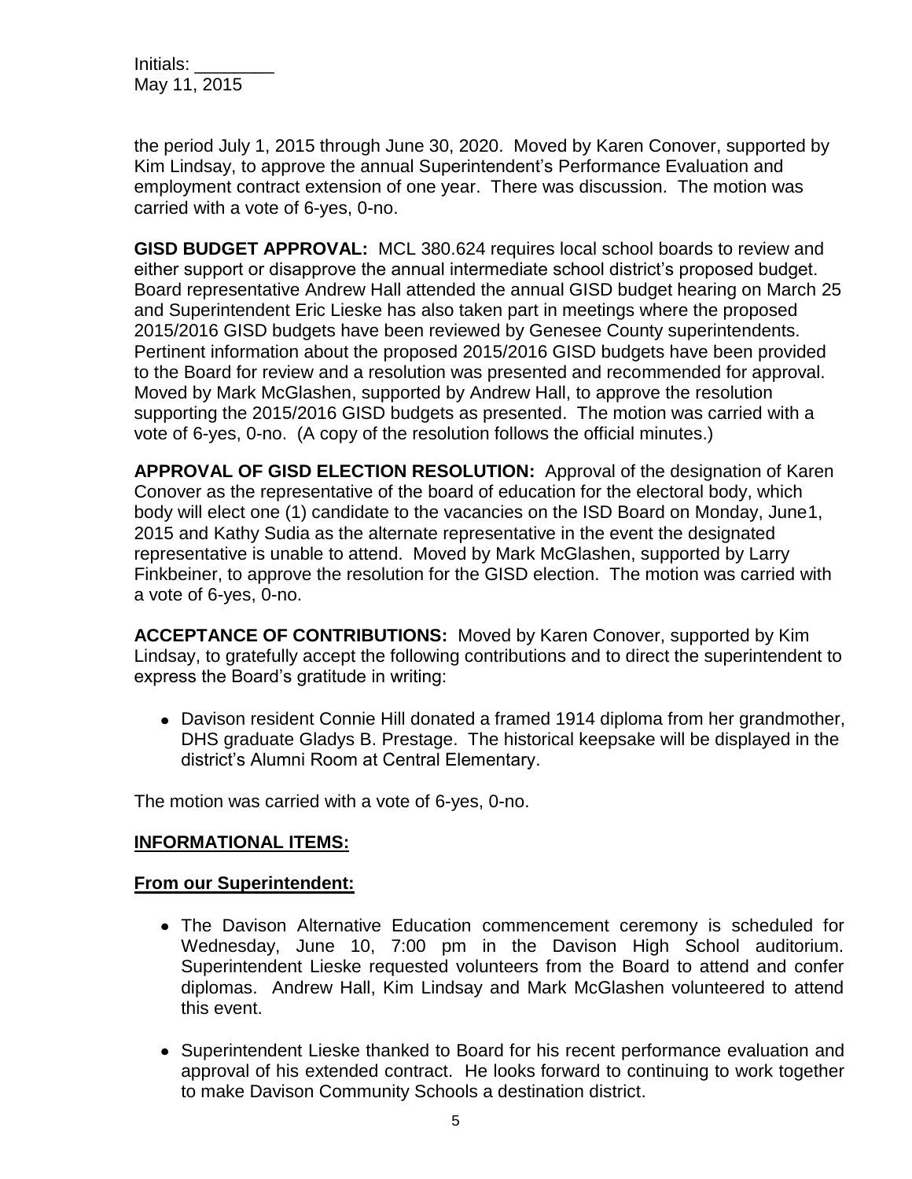the period July 1, 2015 through June 30, 2020. Moved by Karen Conover, supported by Kim Lindsay, to approve the annual Superintendent's Performance Evaluation and employment contract extension of one year. There was discussion. The motion was carried with a vote of 6-yes, 0-no.

**GISD BUDGET APPROVAL:** MCL 380.624 requires local school boards to review and either support or disapprove the annual intermediate school district's proposed budget. Board representative Andrew Hall attended the annual GISD budget hearing on March 25 and Superintendent Eric Lieske has also taken part in meetings where the proposed 2015/2016 GISD budgets have been reviewed by Genesee County superintendents. Pertinent information about the proposed 2015/2016 GISD budgets have been provided to the Board for review and a resolution was presented and recommended for approval. Moved by Mark McGlashen, supported by Andrew Hall, to approve the resolution supporting the 2015/2016 GISD budgets as presented. The motion was carried with a vote of 6-yes, 0-no. (A copy of the resolution follows the official minutes.)

**APPROVAL OF GISD ELECTION RESOLUTION:** Approval of the designation of Karen Conover as the representative of the board of education for the electoral body, which body will elect one (1) candidate to the vacancies on the ISD Board on Monday, June1, 2015 and Kathy Sudia as the alternate representative in the event the designated representative is unable to attend. Moved by Mark McGlashen, supported by Larry Finkbeiner, to approve the resolution for the GISD election. The motion was carried with a vote of 6-yes, 0-no.

**ACCEPTANCE OF CONTRIBUTIONS:** Moved by Karen Conover, supported by Kim Lindsay, to gratefully accept the following contributions and to direct the superintendent to express the Board's gratitude in writing:

- Davison resident Connie Hill donated a framed 1914 diploma from her grandmother, DHS graduate Gladys B. Prestage. The historical keepsake will be displayed in the district's Alumni Room at Central Elementary.

The motion was carried with a vote of 6-yes, 0-no.

**INFORMATIONAL ITEMS:**

**From our Superintendent:**

- The Davison Alternative Education commencement ceremony is scheduled for Wednesday, June 10, 7:00 pm in the Davison High School auditorium. Superintendent Lieske requested volunteers from the Board to attend and confer diplomas. Andrew Hall, Kim Lindsay and Mark McGlashen volunteered to attend this event.
- Superintendent Lieske thanked to Board for his recent performance evaluation and approval of his extended contract. He looks forward to continuing to work together to make Davison Community Schools a destination district.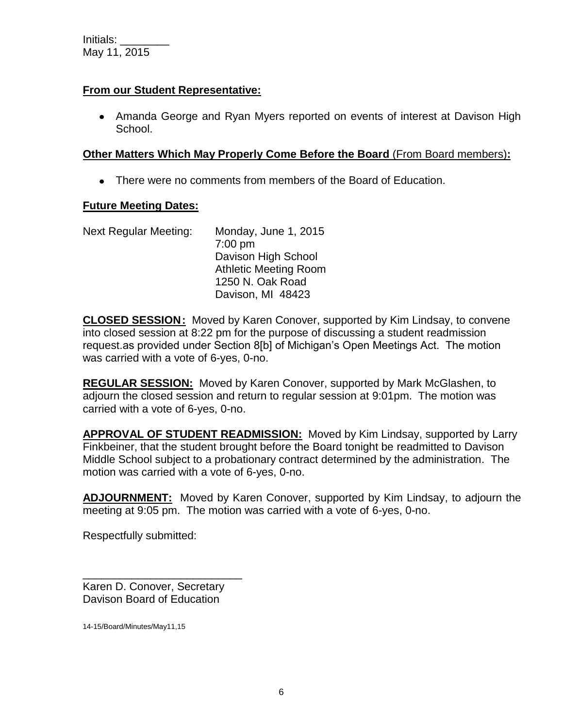Initials: ________
May 11, 2015

**From our Student Representative:**

- Amanda George and Ryan Myers reported on events of interest at Davison High School.

**Other Matters Which May Properly Come Before the Board (From Board members):**

- There were no comments from members of the Board of Education.

**Future Meeting Dates:**

Next Regular Meeting: Monday, June 1, 2015
7:00 pm
Davison High School
Athletic Meeting Room
1250 N. Oak Road
Davison, MI 48423

**CLOSED SESSION:** Moved by Karen Conover, supported by Kim Lindsay, to convene into closed session at 8:22 pm for the purpose of discussing a student readmission request.as provided under Section 8[b] of Michigan's Open Meetings Act. The motion was carried with a vote of 6-yes, 0-no.

**REGULAR SESSION:** Moved by Karen Conover, supported by Mark McGlashen, to adjourn the closed session and return to regular session at 9:01pm. The motion was carried with a vote of 6-yes, 0-no.

**APPROVAL OF STUDENT READMISSION:** Moved by Kim Lindsay, supported by Larry Finkbeiner, that the student brought before the Board tonight be readmitted to Davison Middle School subject to a probationary contract determined by the administration. The motion was carried with a vote of 6-yes, 0-no.

**ADJOURNMENT:** Moved by Karen Conover, supported by Kim Lindsay, to adjourn the meeting at 9:05 pm. The motion was carried with a vote of 6-yes, 0-no.

Respectfully submitted:

___________________________
Karen D. Conover, Secretary
Davison Board of Education

14-15/Board/Minutes/May11,15